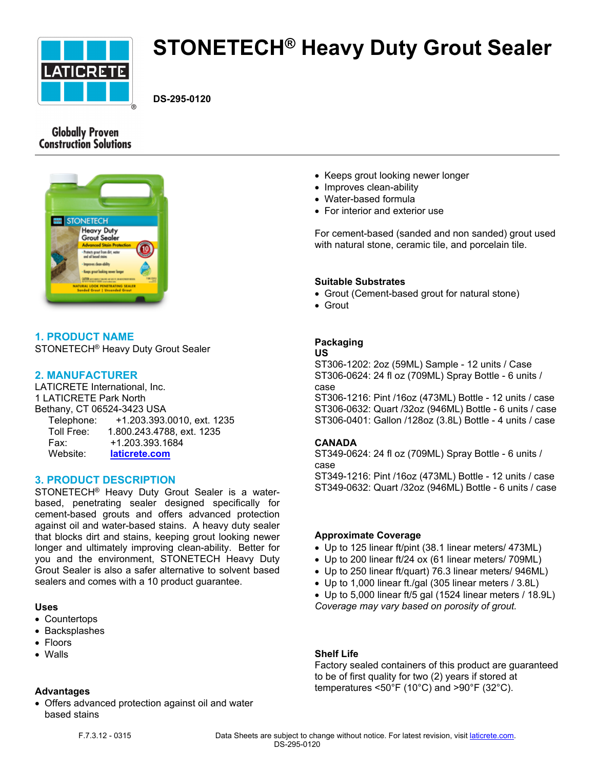# STONETECH® Heavy Duty Grout Sealer

**DS-295-0120**

Globally Proven Construction Solutions

## 1. PRODUCT NAME

STONETECH® Heavy Duty Grout Sealer

## 2. MANUFACTURER

LATICRETE International, Inc.
1 LATICRETE Park North
Bethany, CT 06524-3423 USA

Telephone: +1.203.393.0010, ext. 1235
Toll Free: 1.800.243.4788, ext. 1235
Fax: +1.203.393.1684
Website: laticrete.com

## 3. PRODUCT DESCRIPTION

STONETECH® Heavy Duty Grout Sealer is a water-based, penetrating sealer designed specifically for cement-based grouts and offers advanced protection against oil and water-based stains. A heavy duty sealer that blocks dirt and stains, keeping grout looking newer longer and ultimately improving clean-ability. Better for you and the environment, STONETECH Heavy Duty Grout Sealer is also a safer alternative to solvent based sealers and comes with a 10 product guarantee.

### Uses

- Countertops
- Backsplashes
- Floors
- Walls

### Advantages

- Offers advanced protection against oil and water based stains
- Keeps grout looking newer longer
- Improves clean-ability
- Water-based formula
- For interior and exterior use

For cement-based (sanded and non sanded) grout used with natural stone, ceramic tile, and porcelain tile.

### Suitable Substrates

- Grout (Cement-based grout for natural stone)
- Grout

### Packaging

**US**

ST306-1202: 2oz (59ML) Sample - 12 units / Case
ST306-0624: 24 fl oz (709ML) Spray Bottle - 6 units / case
ST306-1216: Pint /16oz (473ML) Bottle - 12 units / case
ST306-0632: Quart /32oz (946ML) Bottle - 6 units / case
ST306-0401: Gallon /128oz (3.8L) Bottle - 4 units / case

**CANADA**

ST349-0624: 24 fl oz (709ML) Spray Bottle - 6 units / case
ST349-1216: Pint /16oz (473ML) Bottle - 12 units / case
ST349-0632: Quart /32oz (946ML) Bottle - 6 units / case

### Approximate Coverage

- Up to 125 linear ft/pint (38.1 linear meters/ 473ML)
- Up to 200 linear ft/24 ox (61 linear meters/ 709ML)
- Up to 250 linear ft/quart) 76.3 linear meters/ 946ML)
- Up to 1,000 linear ft./gal (305 linear meters / 3.8L)
- Up to 5,000 linear ft/5 gal (1524 linear meters / 18.9L)

*Coverage may vary based on porosity of grout.*

### Shelf Life

Factory sealed containers of this product are guaranteed to be of first quality for two (2) years if stored at temperatures <50°F (10°C) and >90°F (32°C).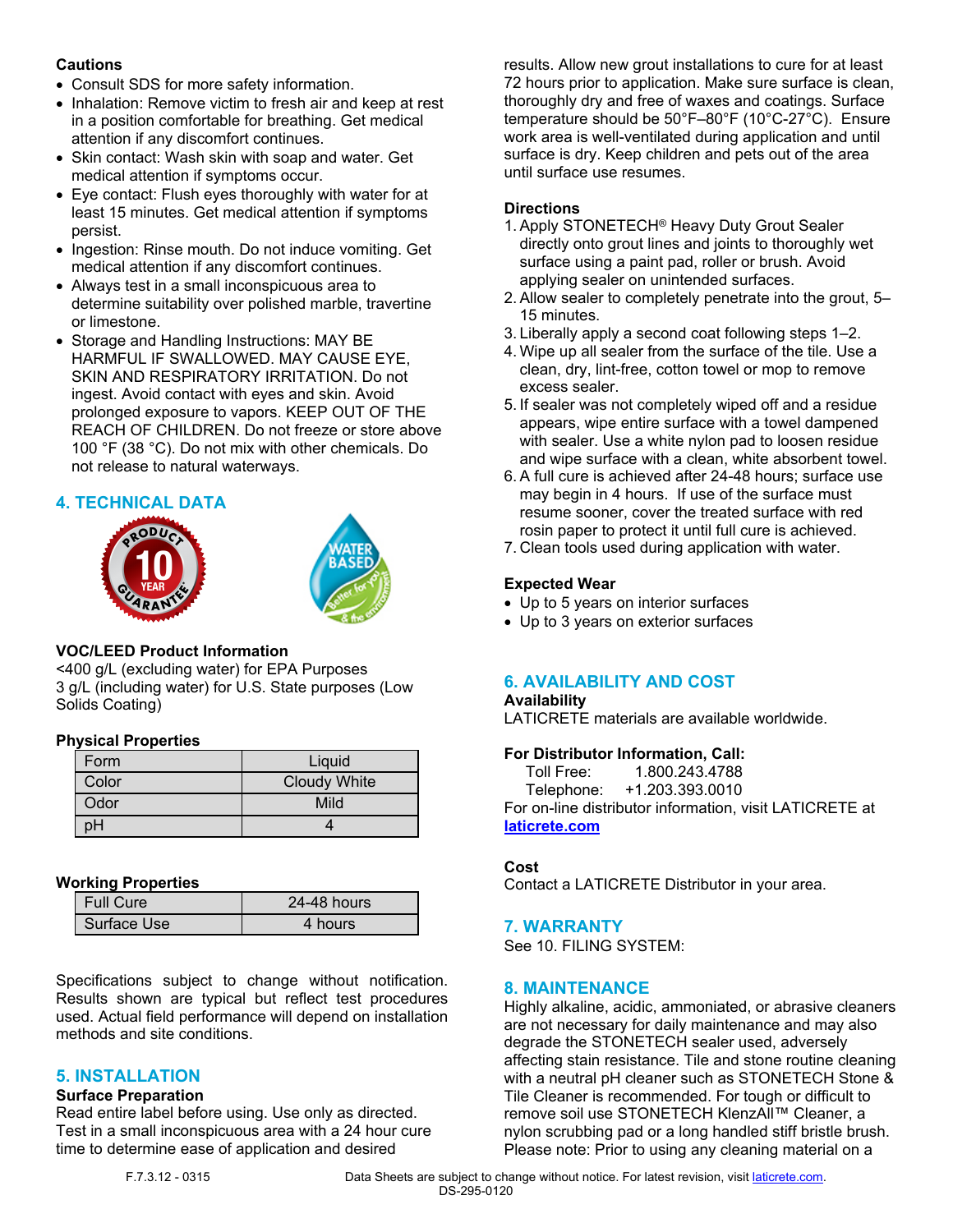**Cautions**

- Consult SDS for more safety information.
- Inhalation: Remove victim to fresh air and keep at rest in a position comfortable for breathing. Get medical attention if any discomfort continues.
- Skin contact: Wash skin with soap and water. Get medical attention if symptoms occur.
- Eye contact: Flush eyes thoroughly with water for at least 15 minutes. Get medical attention if symptoms persist.
- Ingestion: Rinse mouth. Do not induce vomiting. Get medical attention if any discomfort continues.
- Always test in a small inconspicuous area to determine suitability over polished marble, travertine or limestone.
- Storage and Handling Instructions: MAY BE HARMFUL IF SWALLOWED. MAY CAUSE EYE, SKIN AND RESPIRATORY IRRITATION. Do not ingest. Avoid contact with eyes and skin. Avoid prolonged exposure to vapors. KEEP OUT OF THE REACH OF CHILDREN. Do not freeze or store above 100 °F (38 °C). Do not mix with other chemicals. Do not release to natural waterways.

## 4. TECHNICAL DATA

**VOC/LEED Product Information**

<400 g/L (excluding water) for EPA Purposes
3 g/L (including water) for U.S. State purposes (Low Solids Coating)

**Physical Properties**

| Form | Liquid |
|---|---|
| Color | Cloudy White |
| Odor | Mild |
| pH | 4 |

**Working Properties**

| Full Cure | 24-48 hours |
|---|---|
| Surface Use | 4 hours |

Specifications subject to change without notification. Results shown are typical but reflect test procedures used. Actual field performance will depend on installation methods and site conditions.

## 5. INSTALLATION

**Surface Preparation**

Read entire label before using. Use only as directed. Test in a small inconspicuous area with a 24 hour cure time to determine ease of application and desired results. Allow new grout installations to cure for at least 72 hours prior to application. Make sure surface is clean, thoroughly dry and free of waxes and coatings. Surface temperature should be 50°F–80°F (10°C-27°C). Ensure work area is well-ventilated during application and until surface is dry. Keep children and pets out of the area until surface use resumes.

**Directions**

1. Apply STONETECH® Heavy Duty Grout Sealer directly onto grout lines and joints to thoroughly wet surface using a paint pad, roller or brush. Avoid applying sealer on unintended surfaces.
2. Allow sealer to completely penetrate into the grout, 5–15 minutes.
3. Liberally apply a second coat following steps 1–2.
4. Wipe up all sealer from the surface of the tile. Use a clean, dry, lint-free, cotton towel or mop to remove excess sealer.
5. If sealer was not completely wiped off and a residue appears, wipe entire surface with a towel dampened with sealer. Use a white nylon pad to loosen residue and wipe surface with a clean, white absorbent towel.
6. A full cure is achieved after 24-48 hours; surface use may begin in 4 hours. If use of the surface must resume sooner, cover the treated surface with red rosin paper to protect it until full cure is achieved.
7. Clean tools used during application with water.

**Expected Wear**

- Up to 5 years on interior surfaces
- Up to 3 years on exterior surfaces

## 6. AVAILABILITY AND COST

**Availability**

LATICRETE materials are available worldwide.

**For Distributor Information, Call:**

Toll Free: 1.800.243.4788
Telephone: +1.203.393.0010
For on-line distributor information, visit LATICRETE at laticrete.com

**Cost**

Contact a LATICRETE Distributor in your area.

## 7. WARRANTY

See 10. FILING SYSTEM:

## 8. MAINTENANCE

Highly alkaline, acidic, ammoniated, or abrasive cleaners are not necessary for daily maintenance and may also degrade the STONETECH sealer used, adversely affecting stain resistance. Tile and stone routine cleaning with a neutral pH cleaner such as STONETECH Stone & Tile Cleaner is recommended. For tough or difficult to remove soil use STONETECH KlenzAll™ Cleaner, a nylon scrubbing pad or a long handled stiff bristle brush. Please note: Prior to using any cleaning material on a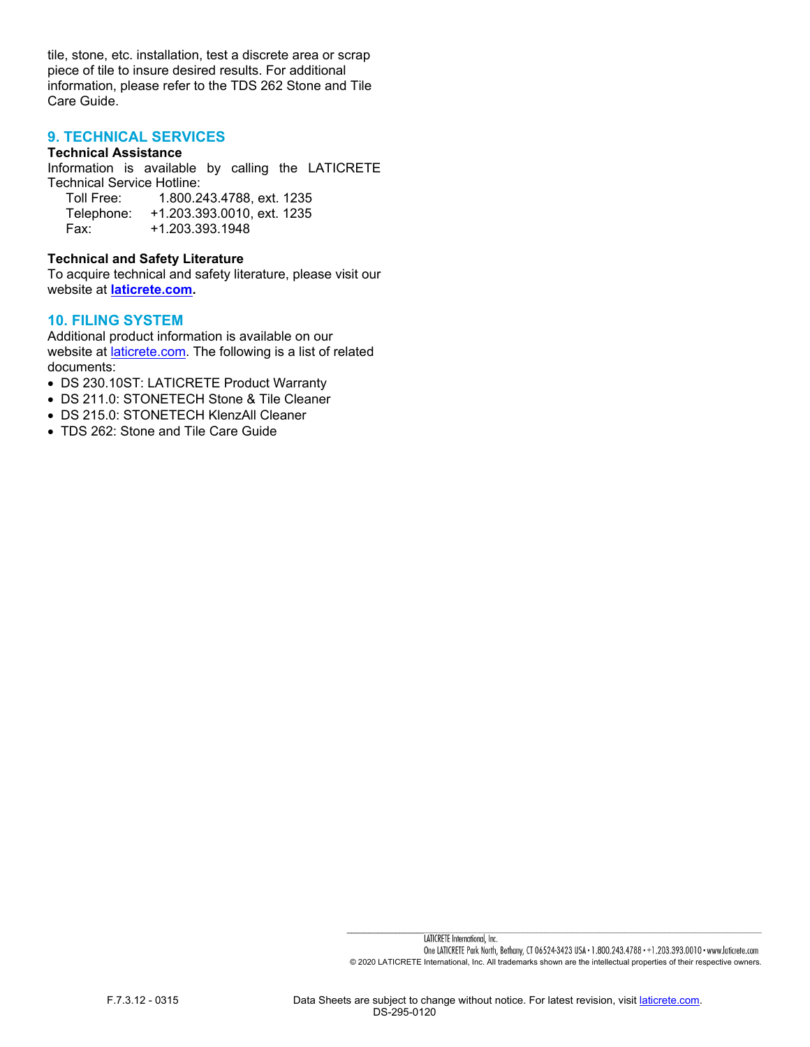tile, stone, etc. installation, test a discrete area or scrap piece of tile to insure desired results. For additional information, please refer to the TDS 262 Stone and Tile Care Guide.

## 9. TECHNICAL SERVICES

**Technical Assistance**

Information is available by calling the LATICRETE Technical Service Hotline:

Toll Free: 1.800.243.4788, ext. 1235
Telephone: +1.203.393.0010, ext. 1235
Fax: +1.203.393.1948

**Technical and Safety Literature**

To acquire technical and safety literature, please visit our website at **laticrete.com.**

## 10. FILING SYSTEM

Additional product information is available on our website at laticrete.com. The following is a list of related documents:

- DS 230.10ST: LATICRETE Product Warranty
- DS 211.0: STONETECH Stone & Tile Cleaner
- DS 215.0: STONETECH KlenzAll Cleaner
- TDS 262: Stone and Tile Care Guide

LATICRETE International, Inc.
One LATICRETE Park North, Bethany, CT 06524-3423 USA • 1.800.243.4788 • +1.203.393.0010 • www.laticrete.com
© 2020 LATICRETE International, Inc. All trademarks shown are the intellectual properties of their respective owners.

F.7.3.12 - 0315

Data Sheets are subject to change without notice. For latest revision, visit laticrete.com.
DS-295-0120